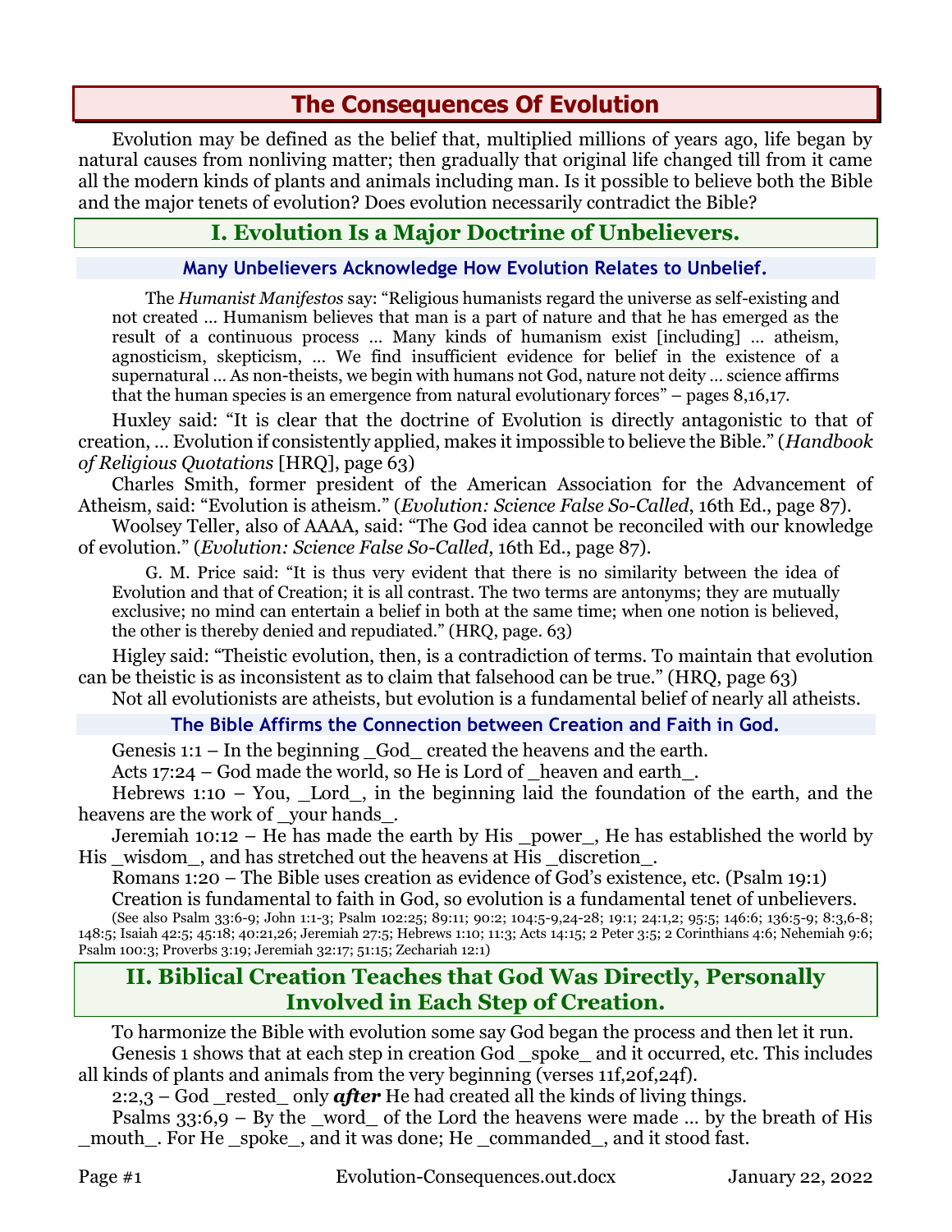# The Consequences Of Evolution

Evolution may be defined as the belief that, multiplied millions of years ago, life began by natural causes from nonliving matter; then gradually that original life changed till from it came all the modern kinds of plants and animals including man. Is it possible to believe both the Bible and the major tenets of evolution? Does evolution necessarily contradict the Bible?

## I. Evolution Is a Major Doctrine of Unbelievers.

### Many Unbelievers Acknowledge How Evolution Relates to Unbelief.

> The *Humanist Manifestos* say: "Religious humanists regard the universe as self-existing and not created … Humanism believes that man is a part of nature and that he has emerged as the result of a continuous process … Many kinds of humanism exist [including] … atheism, agnosticism, skepticism, … We find insufficient evidence for belief in the existence of a supernatural … As non-theists, we begin with humans not God, nature not deity … science affirms that the human species is an emergence from natural evolutionary forces" – pages 8,16,17.

Huxley said: "It is clear that the doctrine of Evolution is directly antagonistic to that of creation, … Evolution if consistently applied, makes it impossible to believe the Bible." (*Handbook of Religious Quotations* [HRQ], page 63)

Charles Smith, former president of the American Association for the Advancement of Atheism, said: "Evolution is atheism." (*Evolution: Science False So-Called*, 16th Ed., page 87).

Woolsey Teller, also of AAAA, said: "The God idea cannot be reconciled with our knowledge of evolution." (*Evolution: Science False So-Called*, 16th Ed., page 87).

> G. M. Price said: "It is thus very evident that there is no similarity between the idea of Evolution and that of Creation; it is all contrast. The two terms are antonyms; they are mutually exclusive; no mind can entertain a belief in both at the same time; when one notion is believed, the other is thereby denied and repudiated." (HRQ, page. 63)

Higley said: "Theistic evolution, then, is a contradiction of terms. To maintain that evolution can be theistic is as inconsistent as to claim that falsehood can be true." (HRQ, page 63)

Not all evolutionists are atheists, but evolution is a fundamental belief of nearly all atheists.

### The Bible Affirms the Connection between Creation and Faith in God.

Genesis 1:1 – In the beginning _God_ created the heavens and the earth.

Acts 17:24 – God made the world, so He is Lord of _heaven and earth_.

Hebrews 1:10 – You, _Lord_, in the beginning laid the foundation of the earth, and the heavens are the work of _your hands_.

Jeremiah 10:12 – He has made the earth by His _power_, He has established the world by His _wisdom_, and has stretched out the heavens at His _discretion_.

Romans 1:20 – The Bible uses creation as evidence of God's existence, etc. (Psalm 19:1)

Creation is fundamental to faith in God, so evolution is a fundamental tenet of unbelievers.

(See also Psalm 33:6-9; John 1:1-3; Psalm 102:25; 89:11; 90:2; 104:5-9,24-28; 19:1; 24:1,2; 95:5; 146:6; 136:5-9; 8:3,6-8; 148:5; Isaiah 42:5; 45:18; 40:21,26; Jeremiah 27:5; Hebrews 1:10; 11:3; Acts 14:15; 2 Peter 3:5; 2 Corinthians 4:6; Nehemiah 9:6; Psalm 100:3; Proverbs 3:19; Jeremiah 32:17; 51:15; Zechariah 12:1)

## II. Biblical Creation Teaches that God Was Directly, Personally Involved in Each Step of Creation.

To harmonize the Bible with evolution some say God began the process and then let it run.

Genesis 1 shows that at each step in creation God _spoke_ and it occurred, etc. This includes all kinds of plants and animals from the very beginning (verses 11f,20f,24f).

2:2,3 – God _rested_ only ***after*** He had created all the kinds of living things.

Psalms 33:6,9 – By the _word_ of the Lord the heavens were made … by the breath of His _mouth_. For He _spoke_, and it was done; He _commanded_, and it stood fast.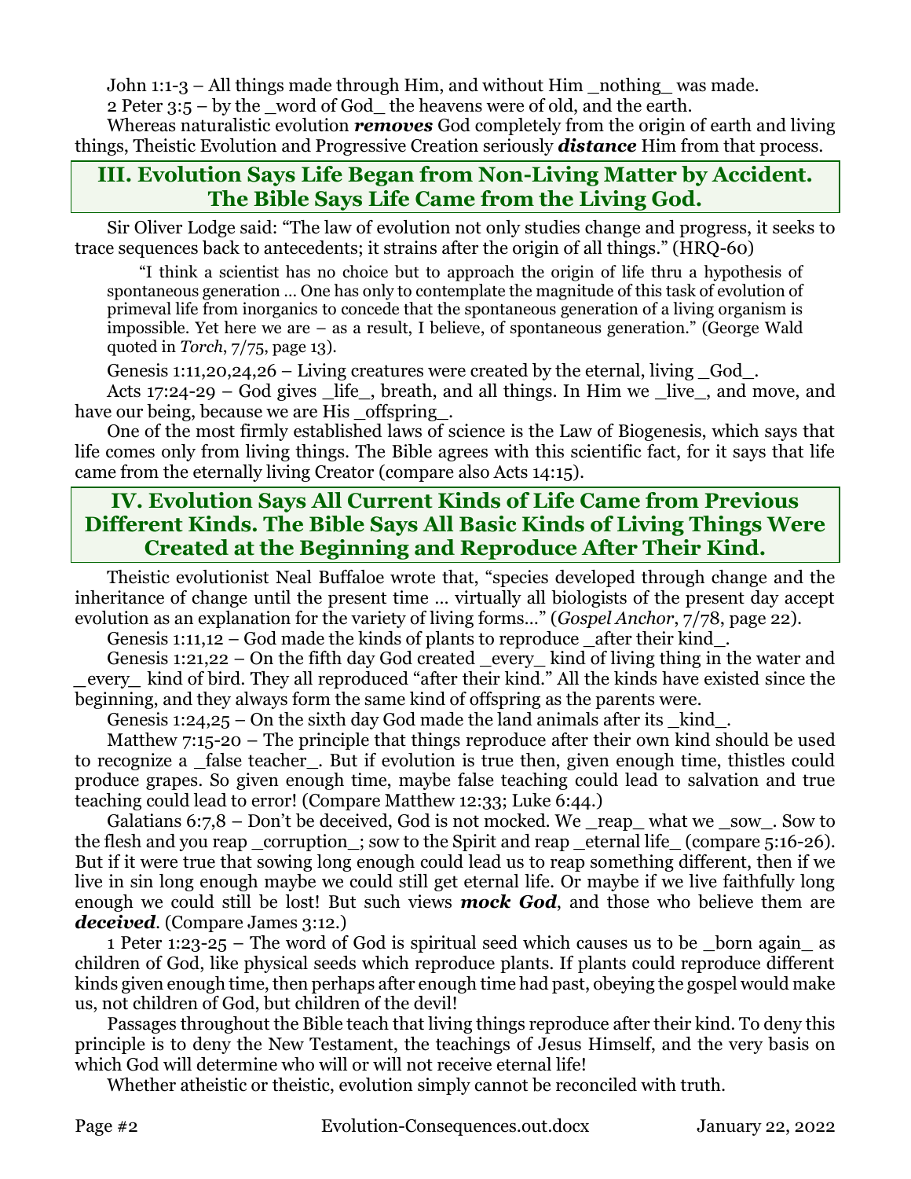John 1:1-3 – All things made through Him, and without Him _nothing_ was made.

2 Peter 3:5 – by the _word of God_ the heavens were of old, and the earth.

Whereas naturalistic evolution ***removes*** God completely from the origin of earth and living things, Theistic Evolution and Progressive Creation seriously ***distance*** Him from that process.

## III. Evolution Says Life Began from Non-Living Matter by Accident. The Bible Says Life Came from the Living God.

Sir Oliver Lodge said: "The law of evolution not only studies change and progress, it seeks to trace sequences back to antecedents; it strains after the origin of all things." (HRQ-60)

> "I think a scientist has no choice but to approach the origin of life thru a hypothesis of spontaneous generation … One has only to contemplate the magnitude of this task of evolution of primeval life from inorganics to concede that the spontaneous generation of a living organism is impossible. Yet here we are – as a result, I believe, of spontaneous generation." (George Wald quoted in *Torch*, 7/75, page 13).

Genesis 1:11,20,24,26 – Living creatures were created by the eternal, living _God_.

Acts 17:24-29 – God gives _life_, breath, and all things. In Him we _live_, and move, and have our being, because we are His _offspring_.

One of the most firmly established laws of science is the Law of Biogenesis, which says that life comes only from living things. The Bible agrees with this scientific fact, for it says that life came from the eternally living Creator (compare also Acts 14:15).

## IV. Evolution Says All Current Kinds of Life Came from Previous Different Kinds. The Bible Says All Basic Kinds of Living Things Were Created at the Beginning and Reproduce After Their Kind.

Theistic evolutionist Neal Buffaloe wrote that, "species developed through change and the inheritance of change until the present time … virtually all biologists of the present day accept evolution as an explanation for the variety of living forms…" (*Gospel Anchor*, 7/78, page 22).

Genesis 1:11,12 – God made the kinds of plants to reproduce _after their kind_.

Genesis 1:21,22 – On the fifth day God created _every_ kind of living thing in the water and _every_ kind of bird. They all reproduced "after their kind." All the kinds have existed since the beginning, and they always form the same kind of offspring as the parents were.

Genesis 1:24,25 – On the sixth day God made the land animals after its _kind_.

Matthew 7:15-20 – The principle that things reproduce after their own kind should be used to recognize a _false teacher_. But if evolution is true then, given enough time, thistles could produce grapes. So given enough time, maybe false teaching could lead to salvation and true teaching could lead to error! (Compare Matthew 12:33; Luke 6:44.)

Galatians 6:7,8 – Don't be deceived, God is not mocked. We _reap_ what we _sow_. Sow to the flesh and you reap _corruption_; sow to the Spirit and reap _eternal life_ (compare 5:16-26). But if it were true that sowing long enough could lead us to reap something different, then if we live in sin long enough maybe we could still get eternal life. Or maybe if we live faithfully long enough we could still be lost! But such views ***mock God***, and those who believe them are ***deceived***. (Compare James 3:12.)

1 Peter 1:23-25 – The word of God is spiritual seed which causes us to be _born again_ as children of God, like physical seeds which reproduce plants. If plants could reproduce different kinds given enough time, then perhaps after enough time had past, obeying the gospel would make us, not children of God, but children of the devil!

Passages throughout the Bible teach that living things reproduce after their kind. To deny this principle is to deny the New Testament, the teachings of Jesus Himself, and the very basis on which God will determine who will or will not receive eternal life!

Whether atheistic or theistic, evolution simply cannot be reconciled with truth.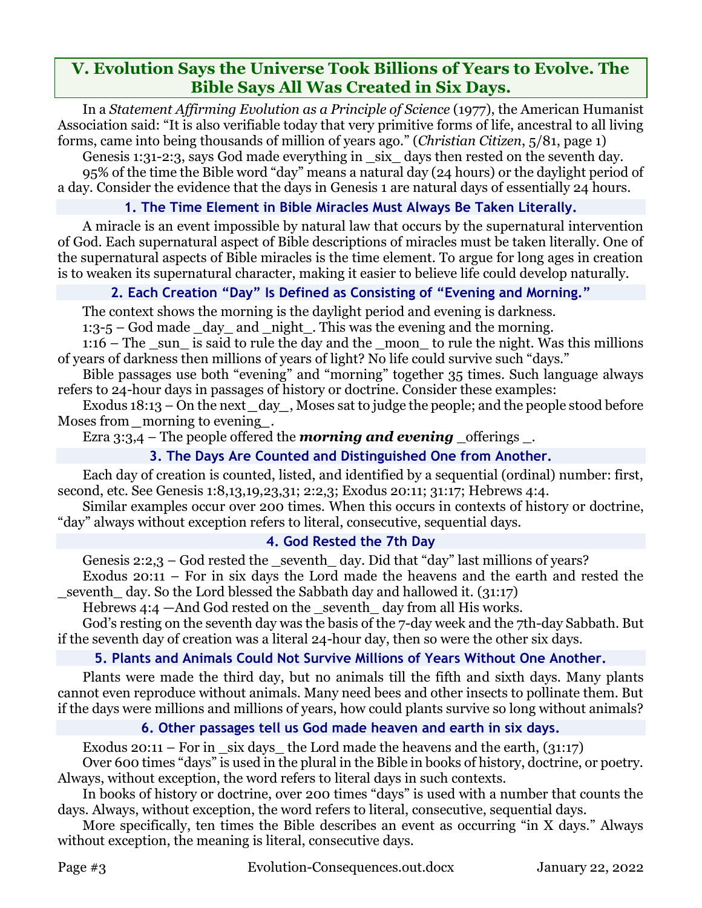## V. Evolution Says the Universe Took Billions of Years to Evolve. The Bible Says All Was Created in Six Days.

In a *Statement Affirming Evolution as a Principle of Science* (1977), the American Humanist Association said: "It is also verifiable today that very primitive forms of life, ancestral to all living forms, came into being thousands of million of years ago." (*Christian Citizen*, 5/81, page 1)

Genesis 1:31-2:3, says God made everything in _six_ days then rested on the seventh day.

95% of the time the Bible word "day" means a natural day (24 hours) or the daylight period of a day. Consider the evidence that the days in Genesis 1 are natural days of essentially 24 hours.

### 1. The Time Element in Bible Miracles Must Always Be Taken Literally.

A miracle is an event impossible by natural law that occurs by the supernatural intervention of God. Each supernatural aspect of Bible descriptions of miracles must be taken literally. One of the supernatural aspects of Bible miracles is the time element. To argue for long ages in creation is to weaken its supernatural character, making it easier to believe life could develop naturally.

### 2. Each Creation "Day" Is Defined as Consisting of "Evening and Morning."

The context shows the morning is the daylight period and evening is darkness.

1:3-5 – God made _day_ and _night_. This was the evening and the morning.

1:16 – The _sun_ is said to rule the day and the _moon_ to rule the night. Was this millions of years of darkness then millions of years of light? No life could survive such "days."

Bible passages use both "evening" and "morning" together 35 times. Such language always refers to 24-hour days in passages of history or doctrine. Consider these examples:

Exodus 18:13 – On the next _day_, Moses sat to judge the people; and the people stood before Moses from _morning to evening_.

Ezra 3:3,4 – The people offered the ***morning and evening*** _offerings _.

### 3. The Days Are Counted and Distinguished One from Another.

Each day of creation is counted, listed, and identified by a sequential (ordinal) number: first, second, etc. See Genesis 1:8,13,19,23,31; 2:2,3; Exodus 20:11; 31:17; Hebrews 4:4.

Similar examples occur over 200 times. When this occurs in contexts of history or doctrine, "day" always without exception refers to literal, consecutive, sequential days.

### 4. God Rested the 7th Day

Genesis 2:2,3 – God rested the _seventh_ day. Did that "day" last millions of years?

Exodus 20:11 – For in six days the Lord made the heavens and the earth and rested the _seventh_ day. So the Lord blessed the Sabbath day and hallowed it. (31:17)

Hebrews 4:4 —And God rested on the _seventh_ day from all His works.

God's resting on the seventh day was the basis of the 7-day week and the 7th-day Sabbath. But if the seventh day of creation was a literal 24-hour day, then so were the other six days.

### 5. Plants and Animals Could Not Survive Millions of Years Without One Another.

Plants were made the third day, but no animals till the fifth and sixth days. Many plants cannot even reproduce without animals. Many need bees and other insects to pollinate them. But if the days were millions and millions of years, how could plants survive so long without animals?

### 6. Other passages tell us God made heaven and earth in six days.

Exodus 20:11 – For in _six days_ the Lord made the heavens and the earth, (31:17)

Over 600 times "days" is used in the plural in the Bible in books of history, doctrine, or poetry. Always, without exception, the word refers to literal days in such contexts.

In books of history or doctrine, over 200 times "days" is used with a number that counts the days. Always, without exception, the word refers to literal, consecutive, sequential days.

More specifically, ten times the Bible describes an event as occurring "in X days." Always without exception, the meaning is literal, consecutive days.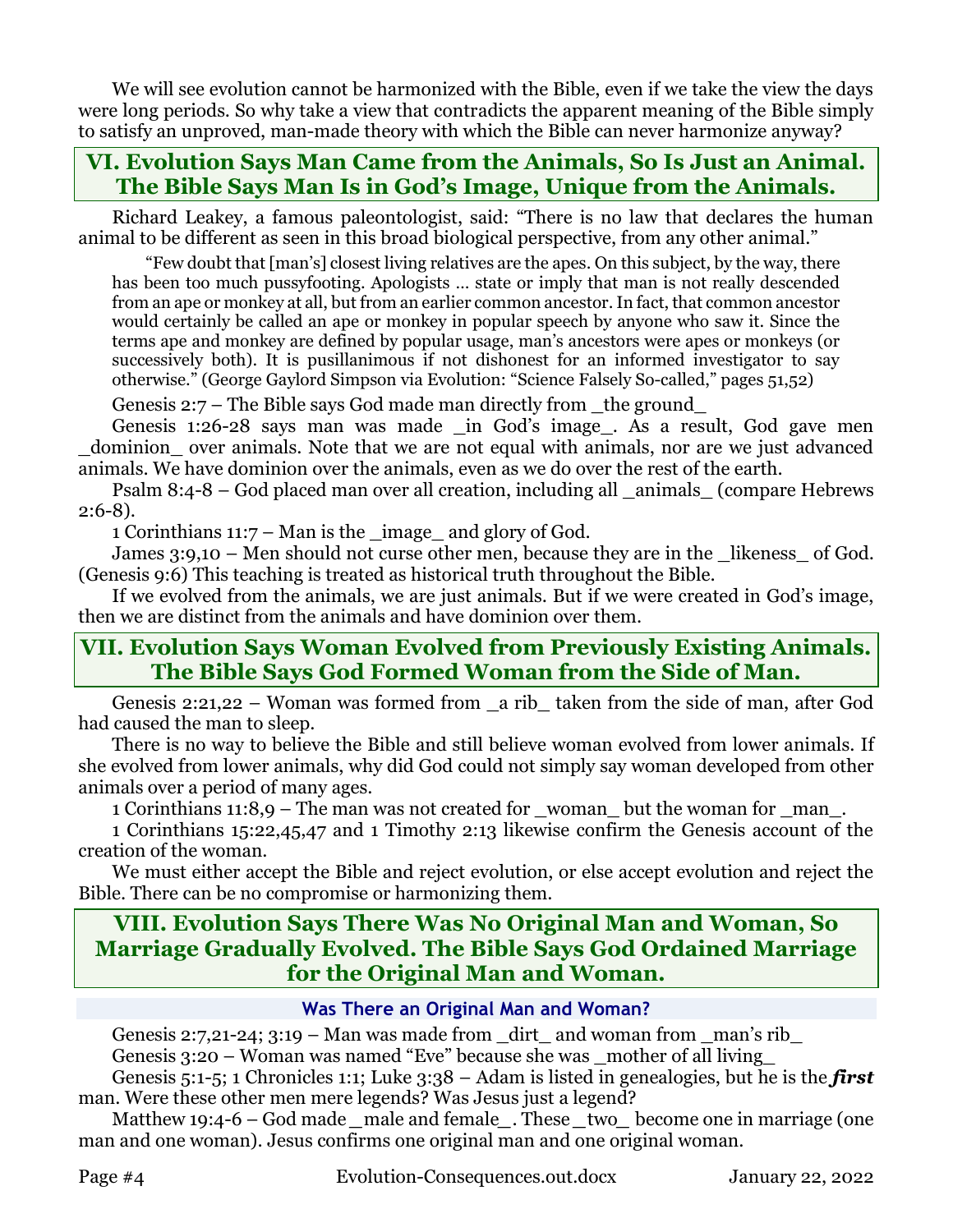We will see evolution cannot be harmonized with the Bible, even if we take the view the days were long periods. So why take a view that contradicts the apparent meaning of the Bible simply to satisfy an unproved, man-made theory with which the Bible can never harmonize anyway?

## VI. Evolution Says Man Came from the Animals, So Is Just an Animal. The Bible Says Man Is in God's Image, Unique from the Animals.

Richard Leakey, a famous paleontologist, said: "There is no law that declares the human animal to be different as seen in this broad biological perspective, from any other animal."

> "Few doubt that [man's] closest living relatives are the apes. On this subject, by the way, there has been too much pussyfooting. Apologists … state or imply that man is not really descended from an ape or monkey at all, but from an earlier common ancestor. In fact, that common ancestor would certainly be called an ape or monkey in popular speech by anyone who saw it. Since the terms ape and monkey are defined by popular usage, man's ancestors were apes or monkeys (or successively both). It is pusillanimous if not dishonest for an informed investigator to say otherwise." (George Gaylord Simpson via Evolution: "Science Falsely So-called," pages 51,52)

Genesis 2:7 – The Bible says God made man directly from _the ground_

Genesis 1:26-28 says man was made _in God's image_. As a result, God gave men _dominion_ over animals. Note that we are not equal with animals, nor are we just advanced animals. We have dominion over the animals, even as we do over the rest of the earth.

Psalm 8:4-8 – God placed man over all creation, including all _animals_ (compare Hebrews 2:6-8).

1 Corinthians 11:7 – Man is the _image_ and glory of God.

James 3:9,10 – Men should not curse other men, because they are in the _likeness_ of God. (Genesis 9:6) This teaching is treated as historical truth throughout the Bible.

If we evolved from the animals, we are just animals. But if we were created in God's image, then we are distinct from the animals and have dominion over them.

## VII. Evolution Says Woman Evolved from Previously Existing Animals. The Bible Says God Formed Woman from the Side of Man.

Genesis 2:21,22 – Woman was formed from _a rib_ taken from the side of man, after God had caused the man to sleep.

There is no way to believe the Bible and still believe woman evolved from lower animals. If she evolved from lower animals, why did God could not simply say woman developed from other animals over a period of many ages.

1 Corinthians 11:8,9 – The man was not created for _woman_ but the woman for _man_.

1 Corinthians 15:22,45,47 and 1 Timothy 2:13 likewise confirm the Genesis account of the creation of the woman.

We must either accept the Bible and reject evolution, or else accept evolution and reject the Bible. There can be no compromise or harmonizing them.

## VIII. Evolution Says There Was No Original Man and Woman, So Marriage Gradually Evolved. The Bible Says God Ordained Marriage for the Original Man and Woman.

### Was There an Original Man and Woman?

Genesis 2:7,21-24; 3:19 – Man was made from _dirt_ and woman from _man's rib_

Genesis 3:20 – Woman was named "Eve" because she was _mother of all living_

Genesis 5:1-5; 1 Chronicles 1:1; Luke 3:38 – Adam is listed in genealogies, but he is the ***first*** man. Were these other men mere legends? Was Jesus just a legend?

Matthew 19:4-6 – God made _male and female_. These _two_ become one in marriage (one man and one woman). Jesus confirms one original man and one original woman.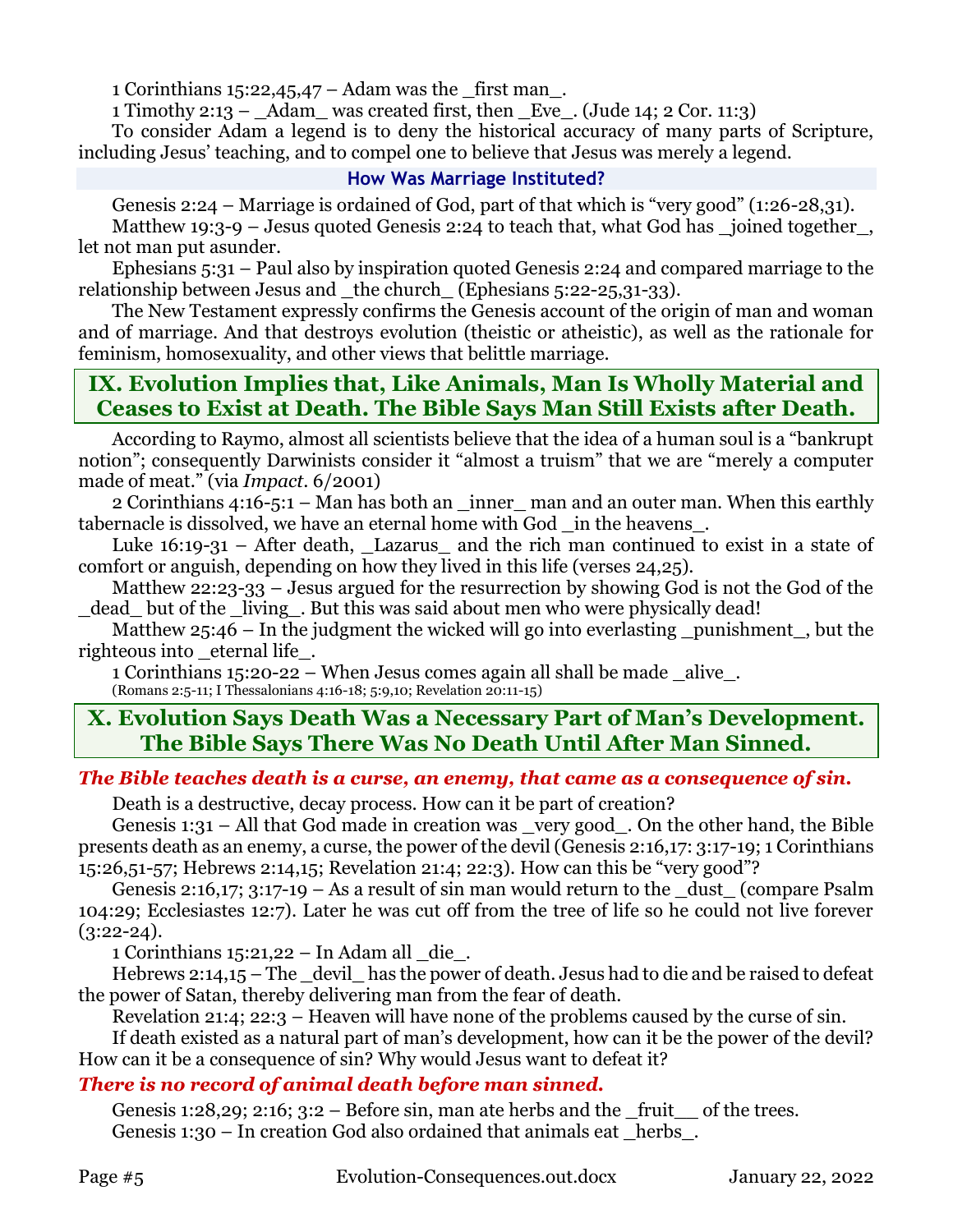1 Corinthians 15:22,45,47 – Adam was the _first man_.

1 Timothy 2:13 – _Adam_ was created first, then _Eve_. (Jude 14; 2 Cor. 11:3)

To consider Adam a legend is to deny the historical accuracy of many parts of Scripture, including Jesus' teaching, and to compel one to believe that Jesus was merely a legend.

### How Was Marriage Instituted?

Genesis 2:24 – Marriage is ordained of God, part of that which is "very good" (1:26-28,31).

Matthew 19:3-9 – Jesus quoted Genesis 2:24 to teach that, what God has _joined together_, let not man put asunder.

Ephesians 5:31 – Paul also by inspiration quoted Genesis 2:24 and compared marriage to the relationship between Jesus and _the church_ (Ephesians 5:22-25,31-33).

The New Testament expressly confirms the Genesis account of the origin of man and woman and of marriage. And that destroys evolution (theistic or atheistic), as well as the rationale for feminism, homosexuality, and other views that belittle marriage.

## IX. Evolution Implies that, Like Animals, Man Is Wholly Material and Ceases to Exist at Death. The Bible Says Man Still Exists after Death.

According to Raymo, almost all scientists believe that the idea of a human soul is a "bankrupt notion"; consequently Darwinists consider it "almost a truism" that we are "merely a computer made of meat." (via *Impact*. 6/2001)

2 Corinthians 4:16-5:1 – Man has both an _inner_ man and an outer man. When this earthly tabernacle is dissolved, we have an eternal home with God _in the heavens_.

Luke 16:19-31 – After death, _Lazarus_ and the rich man continued to exist in a state of comfort or anguish, depending on how they lived in this life (verses 24,25).

Matthew 22:23-33 – Jesus argued for the resurrection by showing God is not the God of the _dead_ but of the _living_. But this was said about men who were physically dead!

Matthew 25:46 – In the judgment the wicked will go into everlasting _punishment_, but the righteous into _eternal life_.

1 Corinthians 15:20-22 – When Jesus comes again all shall be made _alive_.
(Romans 2:5-11; I Thessalonians 4:16-18; 5:9,10; Revelation 20:11-15)

## X. Evolution Says Death Was a Necessary Part of Man's Development. The Bible Says There Was No Death Until After Man Sinned.

### *The Bible teaches death is a curse, an enemy, that came as a consequence of sin.*

Death is a destructive, decay process. How can it be part of creation?

Genesis 1:31 – All that God made in creation was _very good_. On the other hand, the Bible presents death as an enemy, a curse, the power of the devil (Genesis 2:16,17: 3:17-19; 1 Corinthians 15:26,51-57; Hebrews 2:14,15; Revelation 21:4; 22:3). How can this be "very good"?

Genesis 2:16,17; 3:17-19 – As a result of sin man would return to the _dust_ (compare Psalm 104:29; Ecclesiastes 12:7). Later he was cut off from the tree of life so he could not live forever (3:22-24).

1 Corinthians 15:21,22 – In Adam all _die_.

Hebrews 2:14,15 – The _devil_ has the power of death. Jesus had to die and be raised to defeat the power of Satan, thereby delivering man from the fear of death.

Revelation 21:4; 22:3 – Heaven will have none of the problems caused by the curse of sin.

If death existed as a natural part of man's development, how can it be the power of the devil? How can it be a consequence of sin? Why would Jesus want to defeat it?

### *There is no record of animal death before man sinned.*

Genesis 1:28,29; 2:16; 3:2 – Before sin, man ate herbs and the _fruit__ of the trees.

Genesis 1:30 – In creation God also ordained that animals eat _herbs_.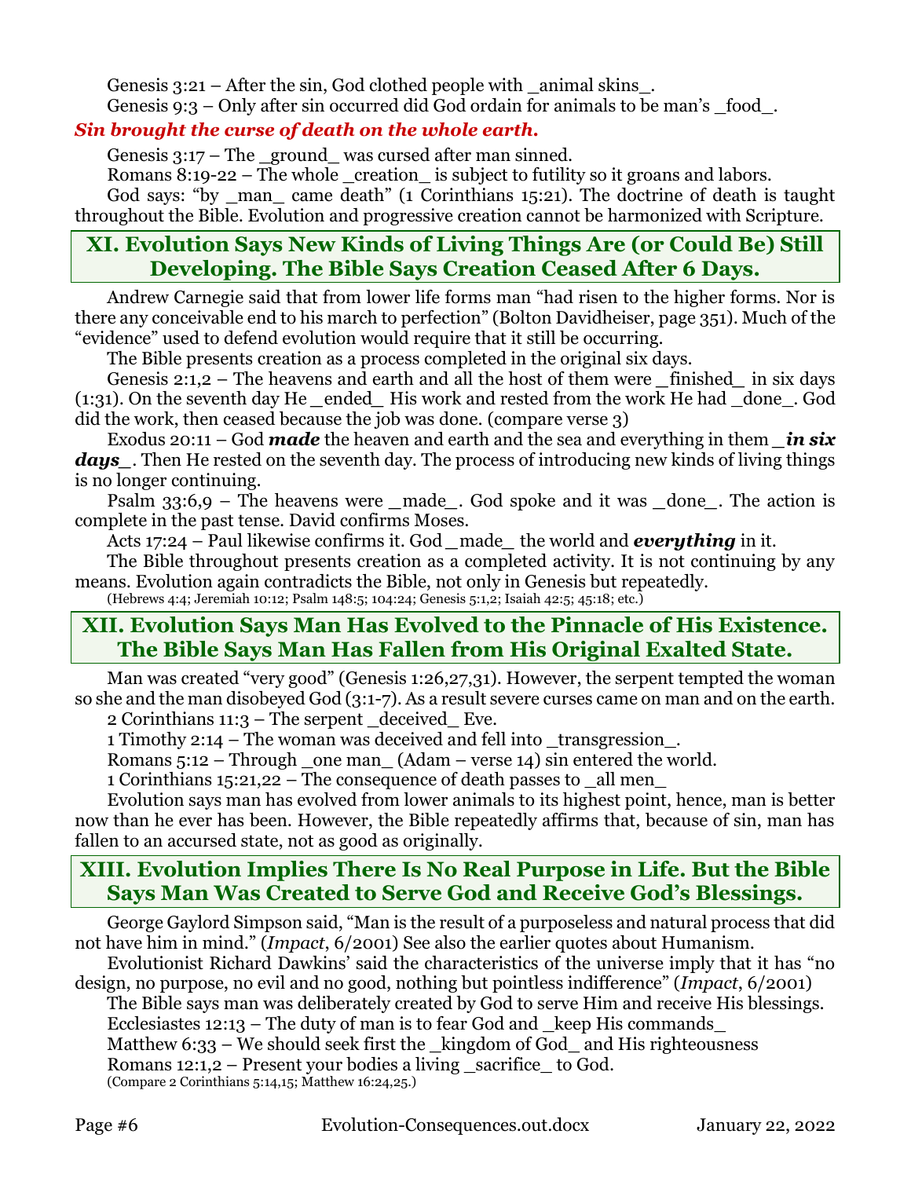Genesis 3:21 – After the sin, God clothed people with _animal skins_.

Genesis 9:3 – Only after sin occurred did God ordain for animals to be man's _food_.

***Sin brought the curse of death on the whole earth.***

Genesis 3:17 – The _ground_ was cursed after man sinned.

Romans 8:19-22 – The whole _creation_ is subject to futility so it groans and labors.

God says: "by _man_ came death" (1 Corinthians 15:21). The doctrine of death is taught throughout the Bible. Evolution and progressive creation cannot be harmonized with Scripture.

## XI. Evolution Says New Kinds of Living Things Are (or Could Be) Still Developing. The Bible Says Creation Ceased After 6 Days.

Andrew Carnegie said that from lower life forms man "had risen to the higher forms. Nor is there any conceivable end to his march to perfection" (Bolton Davidheiser, page 351). Much of the "evidence" used to defend evolution would require that it still be occurring.

The Bible presents creation as a process completed in the original six days.

Genesis 2:1,2 – The heavens and earth and all the host of them were _finished_ in six days (1:31). On the seventh day He _ended_ His work and rested from the work He had _done_. God did the work, then ceased because the job was done. (compare verse 3)

Exodus 20:11 – God ***made*** the heaven and earth and the sea and everything in them _***in six days***_. Then He rested on the seventh day. The process of introducing new kinds of living things is no longer continuing.

Psalm 33:6,9 – The heavens were _made_. God spoke and it was _done_. The action is complete in the past tense. David confirms Moses.

Acts 17:24 – Paul likewise confirms it. God _made_ the world and ***everything*** in it.

The Bible throughout presents creation as a completed activity. It is not continuing by any means. Evolution again contradicts the Bible, not only in Genesis but repeatedly.

(Hebrews 4:4; Jeremiah 10:12; Psalm 148:5; 104:24; Genesis 5:1,2; Isaiah 42:5; 45:18; etc.)

## XII. Evolution Says Man Has Evolved to the Pinnacle of His Existence. The Bible Says Man Has Fallen from His Original Exalted State.

Man was created "very good" (Genesis 1:26,27,31). However, the serpent tempted the woman so she and the man disobeyed God (3:1-7). As a result severe curses came on man and on the earth.

2 Corinthians 11:3 – The serpent _deceived_ Eve.

1 Timothy 2:14 – The woman was deceived and fell into _transgression_.

Romans 5:12 – Through _one man_ (Adam – verse 14) sin entered the world.

1 Corinthians 15:21,22 – The consequence of death passes to _all men_

Evolution says man has evolved from lower animals to its highest point, hence, man is better now than he ever has been. However, the Bible repeatedly affirms that, because of sin, man has fallen to an accursed state, not as good as originally.

## XIII. Evolution Implies There Is No Real Purpose in Life. But the Bible Says Man Was Created to Serve God and Receive God's Blessings.

George Gaylord Simpson said, "Man is the result of a purposeless and natural process that did not have him in mind." (*Impact*, 6/2001) See also the earlier quotes about Humanism.

Evolutionist Richard Dawkins' said the characteristics of the universe imply that it has "no design, no purpose, no evil and no good, nothing but pointless indifference" (*Impact*, 6/2001)

The Bible says man was deliberately created by God to serve Him and receive His blessings.

Ecclesiastes 12:13 – The duty of man is to fear God and _keep His commands_

Matthew 6:33 – We should seek first the _kingdom of God_ and His righteousness

Romans 12:1,2 – Present your bodies a living _sacrifice_ to God.

(Compare 2 Corinthians 5:14,15; Matthew 16:24,25.)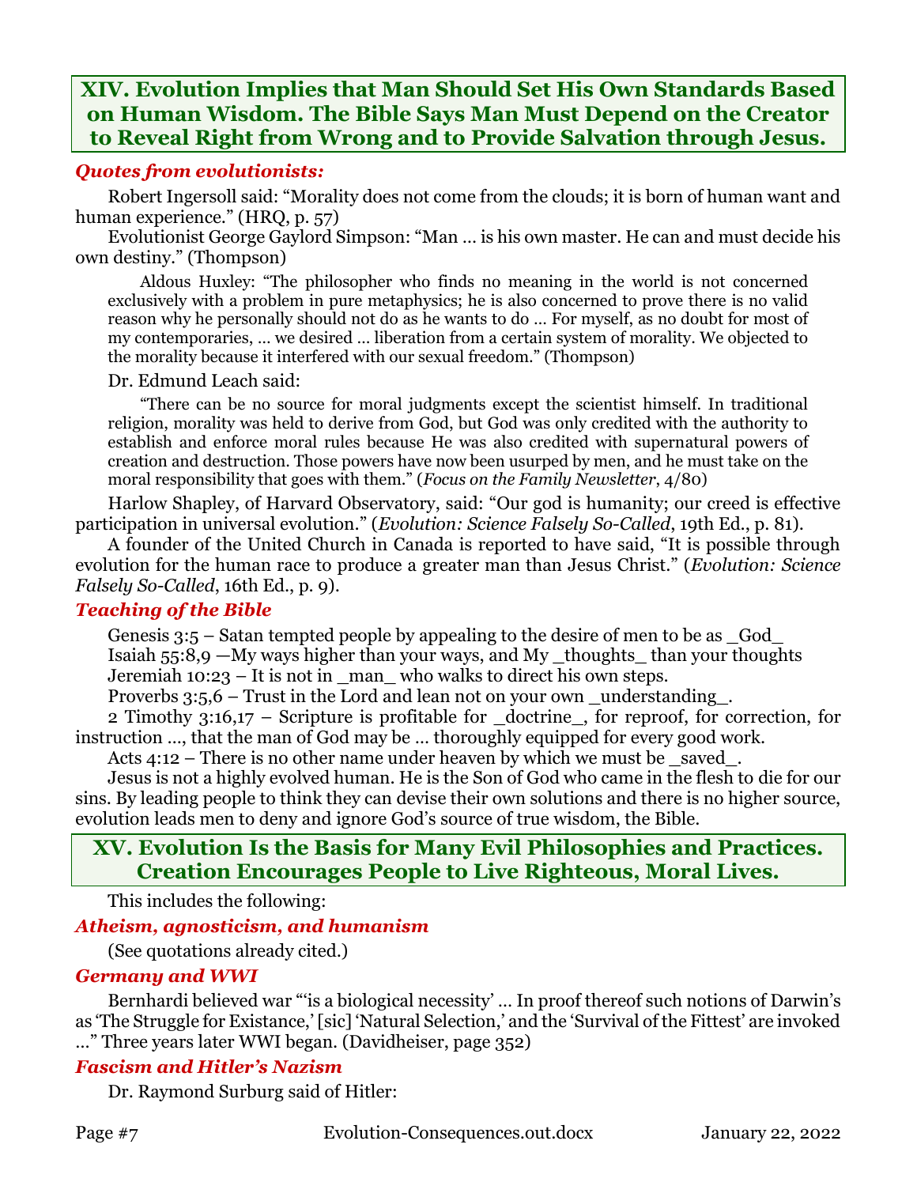## XIV. Evolution Implies that Man Should Set His Own Standards Based on Human Wisdom. The Bible Says Man Must Depend on the Creator to Reveal Right from Wrong and to Provide Salvation through Jesus.

### *Quotes from evolutionists:*

Robert Ingersoll said: “Morality does not come from the clouds; it is born of human want and human experience.” (HRQ, p. 57)

Evolutionist George Gaylord Simpson: “Man … is his own master. He can and must decide his own destiny.” (Thompson)

> Aldous Huxley: “The philosopher who finds no meaning in the world is not concerned exclusively with a problem in pure metaphysics; he is also concerned to prove there is no valid reason why he personally should not do as he wants to do … For myself, as no doubt for most of my contemporaries, … we desired … liberation from a certain system of morality. We objected to the morality because it interfered with our sexual freedom.” (Thompson)

Dr. Edmund Leach said:

> “There can be no source for moral judgments except the scientist himself. In traditional religion, morality was held to derive from God, but God was only credited with the authority to establish and enforce moral rules because He was also credited with supernatural powers of creation and destruction. Those powers have now been usurped by men, and he must take on the moral responsibility that goes with them.” (*Focus on the Family Newsletter*, 4/80)

Harlow Shapley, of Harvard Observatory, said: “Our god is humanity; our creed is effective participation in universal evolution.” (*Evolution: Science Falsely So-Called*, 19th Ed., p. 81).

A founder of the United Church in Canada is reported to have said, “It is possible through evolution for the human race to produce a greater man than Jesus Christ.” (*Evolution: Science Falsely So-Called*, 16th Ed., p. 9).

### *Teaching of the Bible*

Genesis 3:5 – Satan tempted people by appealing to the desire of men to be as _God_

Isaiah 55:8,9 —My ways higher than your ways, and My _thoughts_ than your thoughts

Jeremiah 10:23 – It is not in _man_ who walks to direct his own steps.

Proverbs 3:5,6 – Trust in the Lord and lean not on your own _understanding_.

2 Timothy 3:16,17 – Scripture is profitable for _doctrine_, for reproof, for correction, for instruction …, that the man of God may be … thoroughly equipped for every good work.

Acts 4:12 – There is no other name under heaven by which we must be _saved_.

Jesus is not a highly evolved human. He is the Son of God who came in the flesh to die for our sins. By leading people to think they can devise their own solutions and there is no higher source, evolution leads men to deny and ignore God’s source of true wisdom, the Bible.

## XV. Evolution Is the Basis for Many Evil Philosophies and Practices. Creation Encourages People to Live Righteous, Moral Lives.

This includes the following:

### *Atheism, agnosticism, and humanism*

(See quotations already cited.)

### *Germany and WWI*

Bernhardi believed war “‘is a biological necessity’ … In proof thereof such notions of Darwin’s as ‘The Struggle for Existance,’ [sic] ‘Natural Selection,’ and the ‘Survival of the Fittest’ are invoked …” Three years later WWI began. (Davidheiser, page 352)

### *Fascism and Hitler’s Nazism*

Dr. Raymond Surburg said of Hitler: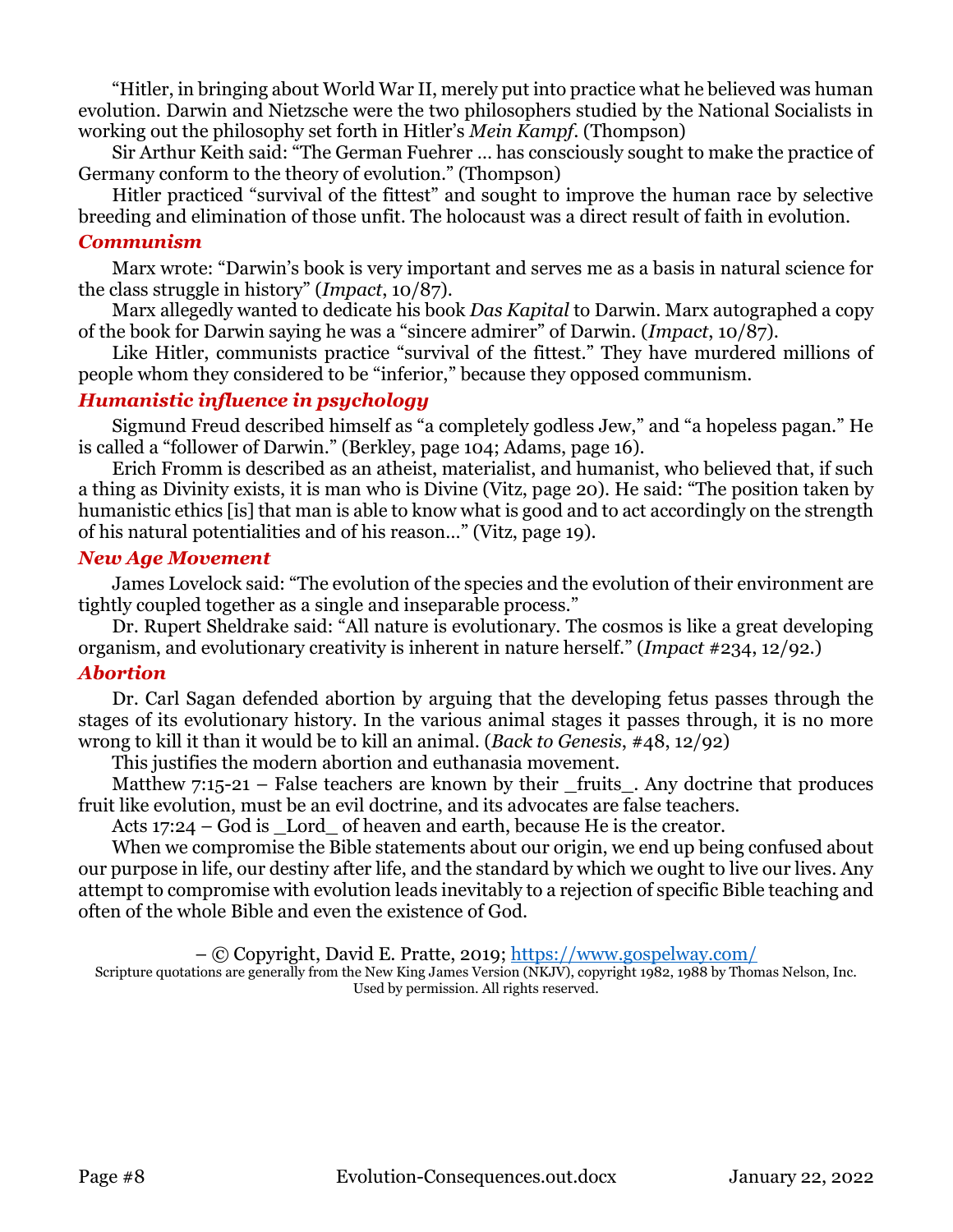"Hitler, in bringing about World War II, merely put into practice what he believed was human evolution. Darwin and Nietzsche were the two philosophers studied by the National Socialists in working out the philosophy set forth in Hitler's *Mein Kampf*. (Thompson)

Sir Arthur Keith said: "The German Fuehrer … has consciously sought to make the practice of Germany conform to the theory of evolution." (Thompson)

Hitler practiced "survival of the fittest" and sought to improve the human race by selective breeding and elimination of those unfit. The holocaust was a direct result of faith in evolution.

### *Communism*

Marx wrote: "Darwin's book is very important and serves me as a basis in natural science for the class struggle in history" (*Impact*, 10/87).

Marx allegedly wanted to dedicate his book *Das Kapital* to Darwin. Marx autographed a copy of the book for Darwin saying he was a "sincere admirer" of Darwin. (*Impact*, 10/87).

Like Hitler, communists practice "survival of the fittest." They have murdered millions of people whom they considered to be "inferior," because they opposed communism.

### *Humanistic influence in psychology*

Sigmund Freud described himself as "a completely godless Jew," and "a hopeless pagan." He is called a "follower of Darwin." (Berkley, page 104; Adams, page 16).

Erich Fromm is described as an atheist, materialist, and humanist, who believed that, if such a thing as Divinity exists, it is man who is Divine (Vitz, page 20). He said: "The position taken by humanistic ethics [is] that man is able to know what is good and to act accordingly on the strength of his natural potentialities and of his reason…" (Vitz, page 19).

### *New Age Movement*

James Lovelock said: "The evolution of the species and the evolution of their environment are tightly coupled together as a single and inseparable process."

Dr. Rupert Sheldrake said: "All nature is evolutionary. The cosmos is like a great developing organism, and evolutionary creativity is inherent in nature herself." (*Impact* #234, 12/92.)

### *Abortion*

Dr. Carl Sagan defended abortion by arguing that the developing fetus passes through the stages of its evolutionary history. In the various animal stages it passes through, it is no more wrong to kill it than it would be to kill an animal. (*Back to Genesis*, #48, 12/92)

This justifies the modern abortion and euthanasia movement.

Matthew 7:15-21 – False teachers are known by their _fruits_. Any doctrine that produces fruit like evolution, must be an evil doctrine, and its advocates are false teachers.

Acts 17:24 – God is _Lord_ of heaven and earth, because He is the creator.

When we compromise the Bible statements about our origin, we end up being confused about our purpose in life, our destiny after life, and the standard by which we ought to live our lives. Any attempt to compromise with evolution leads inevitably to a rejection of specific Bible teaching and often of the whole Bible and even the existence of God.

– © Copyright, David E. Pratte, 2019; https://www.gospelway.com/

Scripture quotations are generally from the New King James Version (NKJV), copyright 1982, 1988 by Thomas Nelson, Inc. Used by permission. All rights reserved.